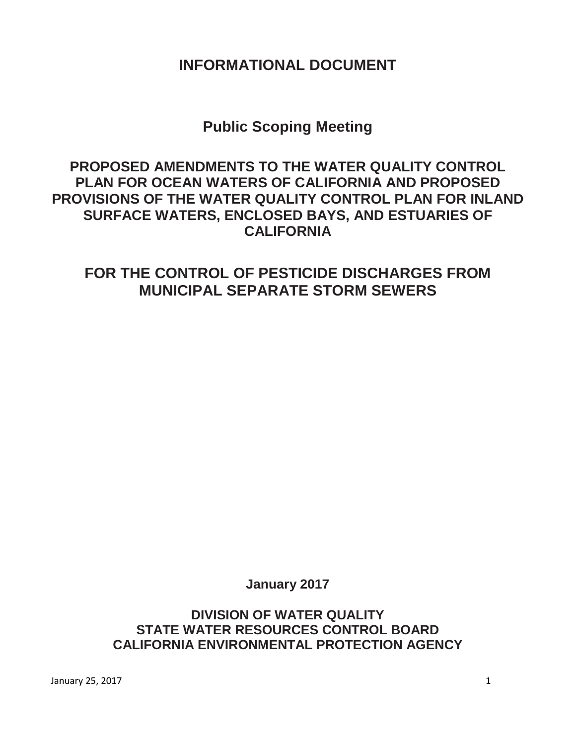# INFORMATIONAL DOCUMENT

## Public Scoping Meeting

## PROPOSED AMENDMENTS TO THE WATER QUALITY CONTROL PLAN FOR OCEAN WATERS OF CALIFORNIA AND PROPOSED PROVISIONS OF THE WATER QUALITY CONTROL PLAN FOR INLAND SURFACE WATERS, ENCLOSED BAYS, AND ESTUARIES OF CALIFORNIA

## FOR THE CONTROL OF PESTICIDE DISCHARGES FROM MUNICIPAL SEPARATE STORM SEWERS

**January 2017**

**DIVISION OF WATER QUALITY**
**STATE WATER RESOURCES CONTROL BOARD**
**CALIFORNIA ENVIRONMENTAL PROTECTION AGENCY**

January 25, 2017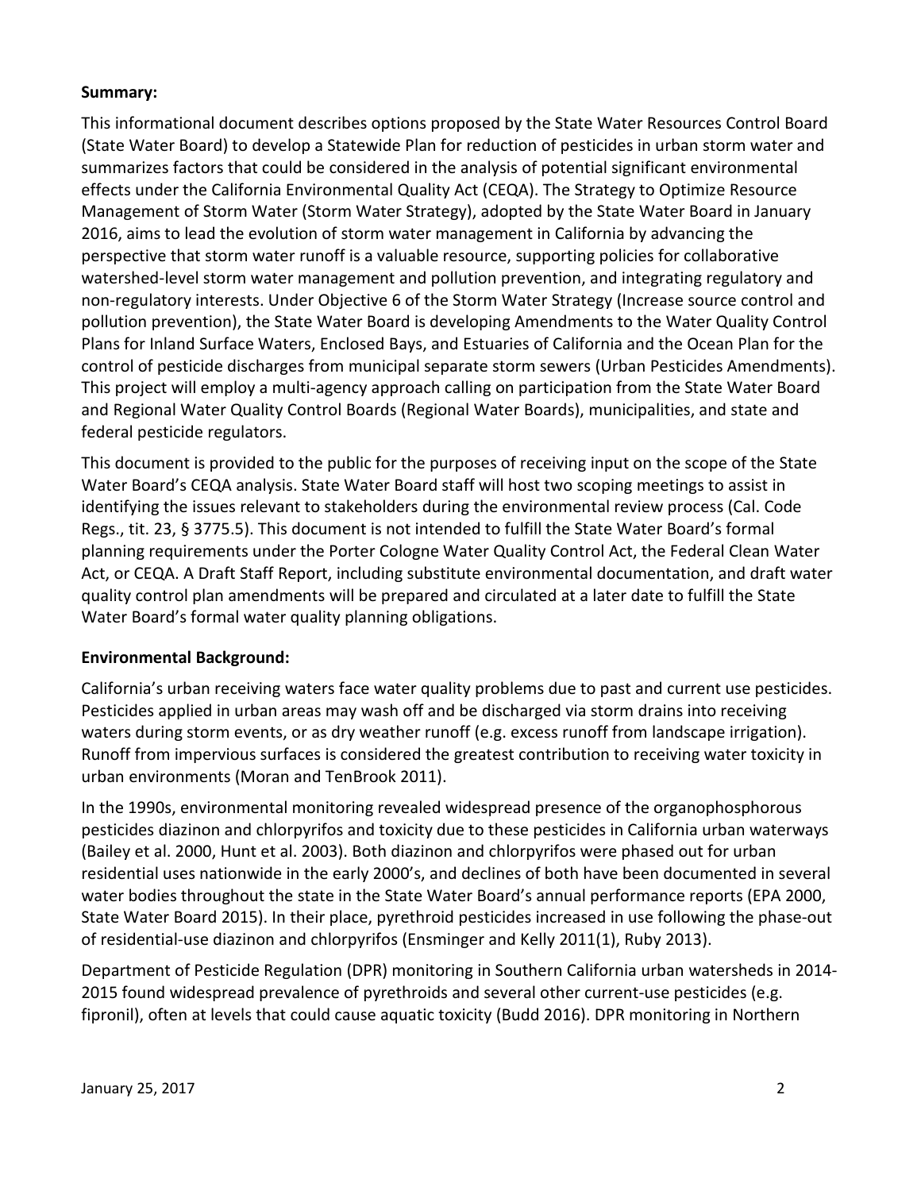**Summary:**

This informational document describes options proposed by the State Water Resources Control Board (State Water Board) to develop a Statewide Plan for reduction of pesticides in urban storm water and summarizes factors that could be considered in the analysis of potential significant environmental effects under the California Environmental Quality Act (CEQA). The Strategy to Optimize Resource Management of Storm Water (Storm Water Strategy), adopted by the State Water Board in January 2016, aims to lead the evolution of storm water management in California by advancing the perspective that storm water runoff is a valuable resource, supporting policies for collaborative watershed-level storm water management and pollution prevention, and integrating regulatory and non-regulatory interests. Under Objective 6 of the Storm Water Strategy (Increase source control and pollution prevention), the State Water Board is developing Amendments to the Water Quality Control Plans for Inland Surface Waters, Enclosed Bays, and Estuaries of California and the Ocean Plan for the control of pesticide discharges from municipal separate storm sewers (Urban Pesticides Amendments). This project will employ a multi-agency approach calling on participation from the State Water Board and Regional Water Quality Control Boards (Regional Water Boards), municipalities, and state and federal pesticide regulators.

This document is provided to the public for the purposes of receiving input on the scope of the State Water Board's CEQA analysis. State Water Board staff will host two scoping meetings to assist in identifying the issues relevant to stakeholders during the environmental review process (Cal. Code Regs., tit. 23, § 3775.5). This document is not intended to fulfill the State Water Board's formal planning requirements under the Porter Cologne Water Quality Control Act, the Federal Clean Water Act, or CEQA. A Draft Staff Report, including substitute environmental documentation, and draft water quality control plan amendments will be prepared and circulated at a later date to fulfill the State Water Board's formal water quality planning obligations.

**Environmental Background:**

California's urban receiving waters face water quality problems due to past and current use pesticides. Pesticides applied in urban areas may wash off and be discharged via storm drains into receiving waters during storm events, or as dry weather runoff (e.g. excess runoff from landscape irrigation). Runoff from impervious surfaces is considered the greatest contribution to receiving water toxicity in urban environments (Moran and TenBrook 2011).

In the 1990s, environmental monitoring revealed widespread presence of the organophosphorous pesticides diazinon and chlorpyrifos and toxicity due to these pesticides in California urban waterways (Bailey et al. 2000, Hunt et al. 2003). Both diazinon and chlorpyrifos were phased out for urban residential uses nationwide in the early 2000's, and declines of both have been documented in several water bodies throughout the state in the State Water Board's annual performance reports (EPA 2000, State Water Board 2015). In their place, pyrethroid pesticides increased in use following the phase-out of residential-use diazinon and chlorpyrifos (Ensminger and Kelly 2011(1), Ruby 2013).

Department of Pesticide Regulation (DPR) monitoring in Southern California urban watersheds in 2014-2015 found widespread prevalence of pyrethroids and several other current-use pesticides (e.g. fipronil), often at levels that could cause aquatic toxicity (Budd 2016). DPR monitoring in Northern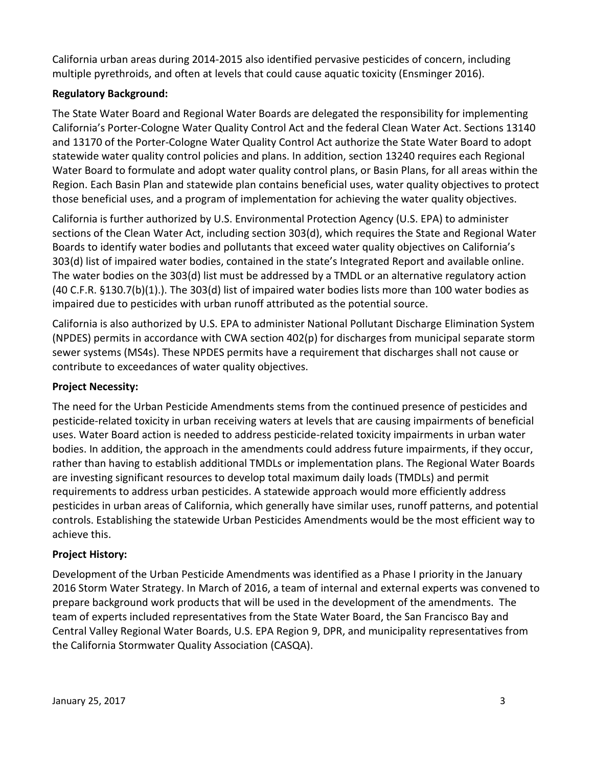California urban areas during 2014-2015 also identified pervasive pesticides of concern, including multiple pyrethroids, and often at levels that could cause aquatic toxicity (Ensminger 2016).

**Regulatory Background:**

The State Water Board and Regional Water Boards are delegated the responsibility for implementing California's Porter-Cologne Water Quality Control Act and the federal Clean Water Act. Sections 13140 and 13170 of the Porter-Cologne Water Quality Control Act authorize the State Water Board to adopt statewide water quality control policies and plans. In addition, section 13240 requires each Regional Water Board to formulate and adopt water quality control plans, or Basin Plans, for all areas within the Region. Each Basin Plan and statewide plan contains beneficial uses, water quality objectives to protect those beneficial uses, and a program of implementation for achieving the water quality objectives.

California is further authorized by U.S. Environmental Protection Agency (U.S. EPA) to administer sections of the Clean Water Act, including section 303(d), which requires the State and Regional Water Boards to identify water bodies and pollutants that exceed water quality objectives on California's 303(d) list of impaired water bodies, contained in the state's Integrated Report and available online. The water bodies on the 303(d) list must be addressed by a TMDL or an alternative regulatory action (40 C.F.R. §130.7(b)(1).). The 303(d) list of impaired water bodies lists more than 100 water bodies as impaired due to pesticides with urban runoff attributed as the potential source.

California is also authorized by U.S. EPA to administer National Pollutant Discharge Elimination System (NPDES) permits in accordance with CWA section 402(p) for discharges from municipal separate storm sewer systems (MS4s). These NPDES permits have a requirement that discharges shall not cause or contribute to exceedances of water quality objectives.

**Project Necessity:**

The need for the Urban Pesticide Amendments stems from the continued presence of pesticides and pesticide-related toxicity in urban receiving waters at levels that are causing impairments of beneficial uses. Water Board action is needed to address pesticide-related toxicity impairments in urban water bodies. In addition, the approach in the amendments could address future impairments, if they occur, rather than having to establish additional TMDLs or implementation plans. The Regional Water Boards are investing significant resources to develop total maximum daily loads (TMDLs) and permit requirements to address urban pesticides. A statewide approach would more efficiently address pesticides in urban areas of California, which generally have similar uses, runoff patterns, and potential controls. Establishing the statewide Urban Pesticides Amendments would be the most efficient way to achieve this.

**Project History:**

Development of the Urban Pesticide Amendments was identified as a Phase I priority in the January 2016 Storm Water Strategy. In March of 2016, a team of internal and external experts was convened to prepare background work products that will be used in the development of the amendments. The team of experts included representatives from the State Water Board, the San Francisco Bay and Central Valley Regional Water Boards, U.S. EPA Region 9, DPR, and municipality representatives from the California Stormwater Quality Association (CASQA).

January 25, 2017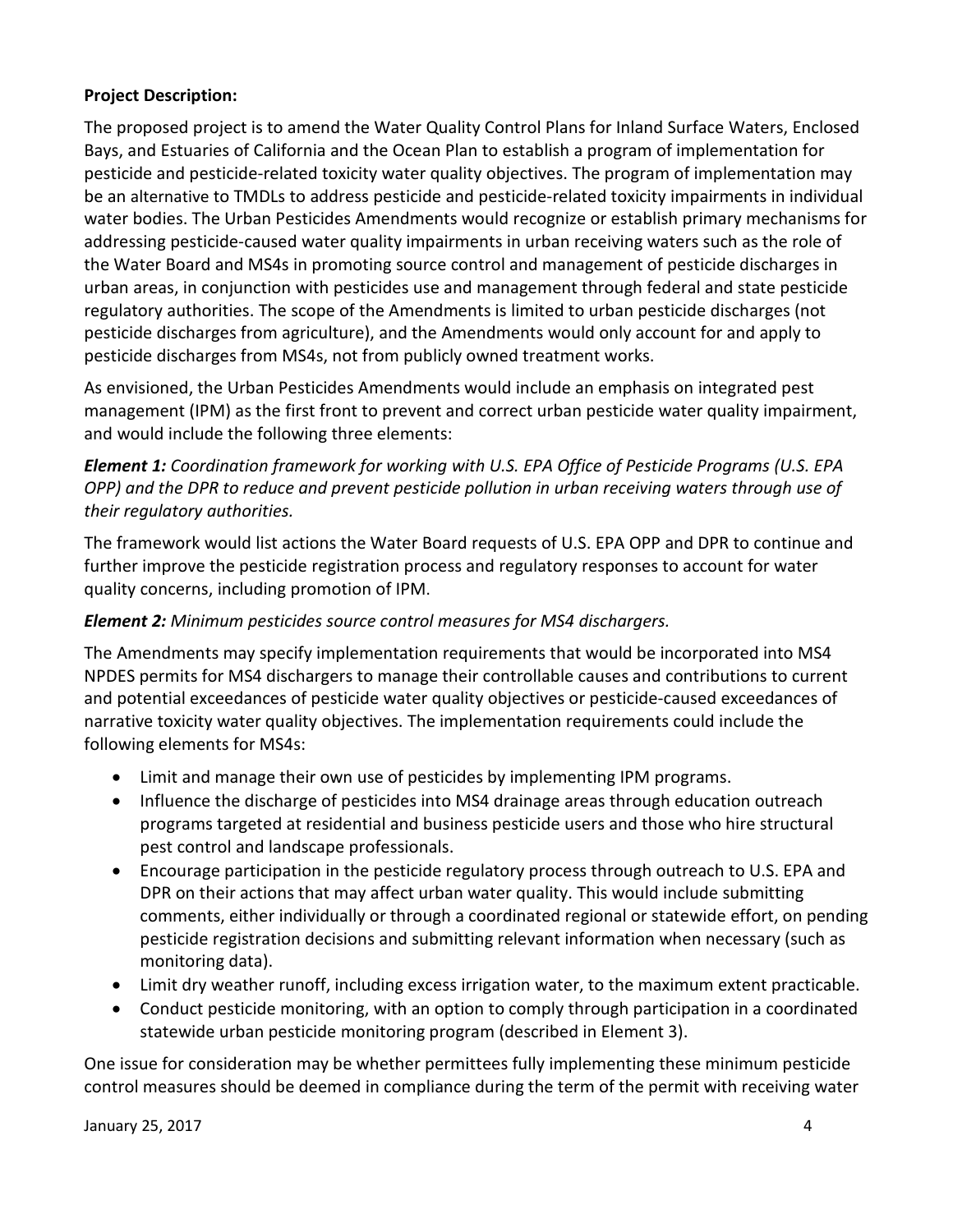**Project Description:**

The proposed project is to amend the Water Quality Control Plans for Inland Surface Waters, Enclosed Bays, and Estuaries of California and the Ocean Plan to establish a program of implementation for pesticide and pesticide-related toxicity water quality objectives. The program of implementation may be an alternative to TMDLs to address pesticide and pesticide-related toxicity impairments in individual water bodies. The Urban Pesticides Amendments would recognize or establish primary mechanisms for addressing pesticide-caused water quality impairments in urban receiving waters such as the role of the Water Board and MS4s in promoting source control and management of pesticide discharges in urban areas, in conjunction with pesticides use and management through federal and state pesticide regulatory authorities. The scope of the Amendments is limited to urban pesticide discharges (not pesticide discharges from agriculture), and the Amendments would only account for and apply to pesticide discharges from MS4s, not from publicly owned treatment works.

As envisioned, the Urban Pesticides Amendments would include an emphasis on integrated pest management (IPM) as the first front to prevent and correct urban pesticide water quality impairment, and would include the following three elements:

***Element 1:*** *Coordination framework for working with U.S. EPA Office of Pesticide Programs (U.S. EPA OPP) and the DPR to reduce and prevent pesticide pollution in urban receiving waters through use of their regulatory authorities.*

The framework would list actions the Water Board requests of U.S. EPA OPP and DPR to continue and further improve the pesticide registration process and regulatory responses to account for water quality concerns, including promotion of IPM.

***Element 2:*** *Minimum pesticides source control measures for MS4 dischargers.*

The Amendments may specify implementation requirements that would be incorporated into MS4 NPDES permits for MS4 dischargers to manage their controllable causes and contributions to current and potential exceedances of pesticide water quality objectives or pesticide-caused exceedances of narrative toxicity water quality objectives. The implementation requirements could include the following elements for MS4s:

- Limit and manage their own use of pesticides by implementing IPM programs.
- Influence the discharge of pesticides into MS4 drainage areas through education outreach programs targeted at residential and business pesticide users and those who hire structural pest control and landscape professionals.
- Encourage participation in the pesticide regulatory process through outreach to U.S. EPA and DPR on their actions that may affect urban water quality. This would include submitting comments, either individually or through a coordinated regional or statewide effort, on pending pesticide registration decisions and submitting relevant information when necessary (such as monitoring data).
- Limit dry weather runoff, including excess irrigation water, to the maximum extent practicable.
- Conduct pesticide monitoring, with an option to comply through participation in a coordinated statewide urban pesticide monitoring program (described in Element 3).

One issue for consideration may be whether permittees fully implementing these minimum pesticide control measures should be deemed in compliance during the term of the permit with receiving water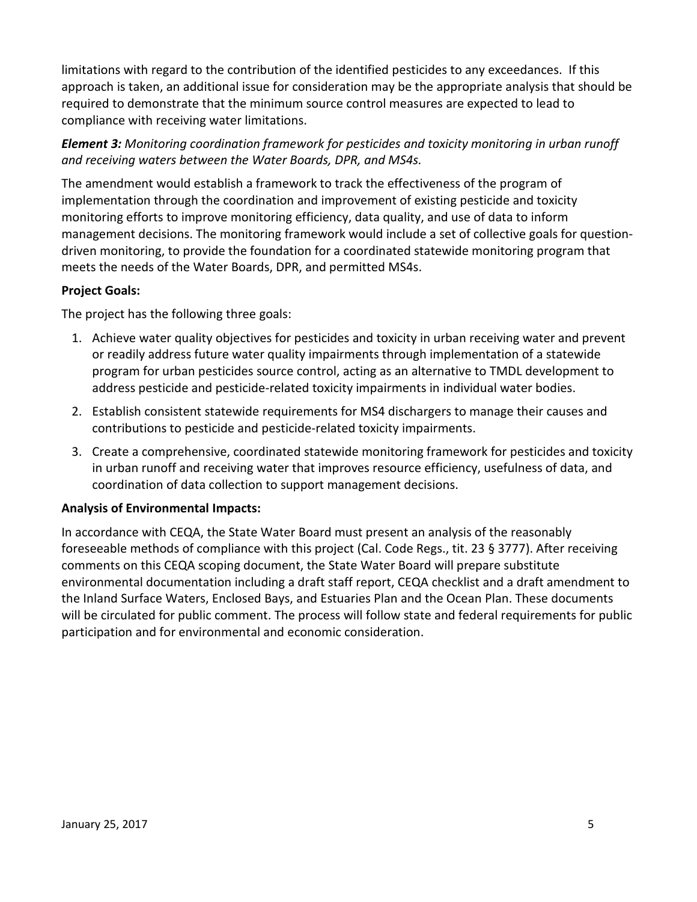limitations with regard to the contribution of the identified pesticides to any exceedances. If this approach is taken, an additional issue for consideration may be the appropriate analysis that should be required to demonstrate that the minimum source control measures are expected to lead to compliance with receiving water limitations.

***Element 3:*** *Monitoring coordination framework for pesticides and toxicity monitoring in urban runoff and receiving waters between the Water Boards, DPR, and MS4s.*

The amendment would establish a framework to track the effectiveness of the program of implementation through the coordination and improvement of existing pesticide and toxicity monitoring efforts to improve monitoring efficiency, data quality, and use of data to inform management decisions. The monitoring framework would include a set of collective goals for question-driven monitoring, to provide the foundation for a coordinated statewide monitoring program that meets the needs of the Water Boards, DPR, and permitted MS4s.

**Project Goals:**

The project has the following three goals:

1. Achieve water quality objectives for pesticides and toxicity in urban receiving water and prevent or readily address future water quality impairments through implementation of a statewide program for urban pesticides source control, acting as an alternative to TMDL development to address pesticide and pesticide-related toxicity impairments in individual water bodies.
2. Establish consistent statewide requirements for MS4 dischargers to manage their causes and contributions to pesticide and pesticide-related toxicity impairments.
3. Create a comprehensive, coordinated statewide monitoring framework for pesticides and toxicity in urban runoff and receiving water that improves resource efficiency, usefulness of data, and coordination of data collection to support management decisions.

**Analysis of Environmental Impacts:**

In accordance with CEQA, the State Water Board must present an analysis of the reasonably foreseeable methods of compliance with this project (Cal. Code Regs., tit. 23 § 3777). After receiving comments on this CEQA scoping document, the State Water Board will prepare substitute environmental documentation including a draft staff report, CEQA checklist and a draft amendment to the Inland Surface Waters, Enclosed Bays, and Estuaries Plan and the Ocean Plan. These documents will be circulated for public comment. The process will follow state and federal requirements for public participation and for environmental and economic consideration.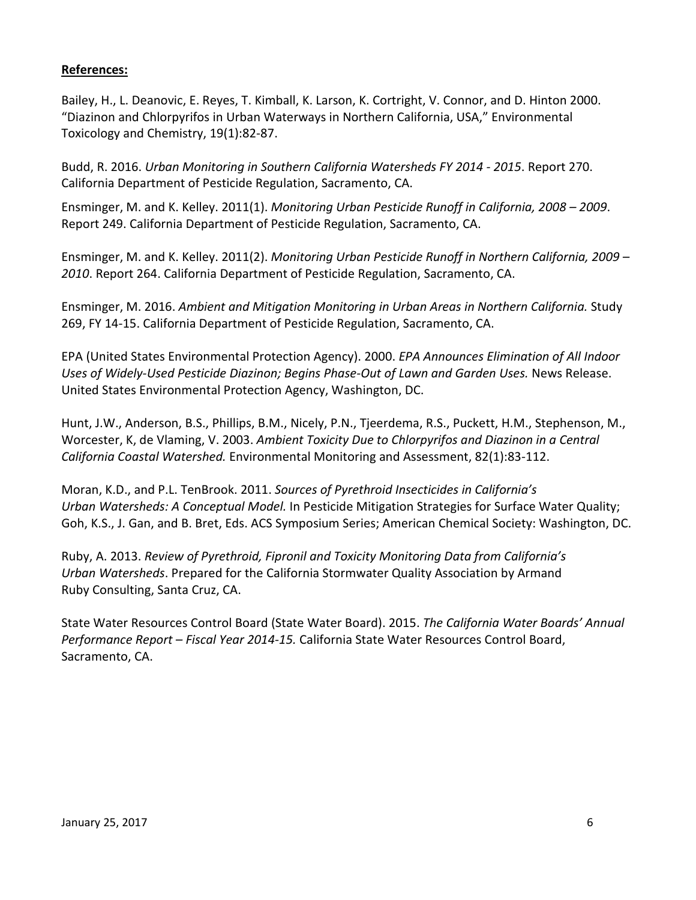**References:**

Bailey, H., L. Deanovic, E. Reyes, T. Kimball, K. Larson, K. Cortright, V. Connor, and D. Hinton 2000. "Diazinon and Chlorpyrifos in Urban Waterways in Northern California, USA," Environmental Toxicology and Chemistry, 19(1):82-87.

Budd, R. 2016. *Urban Monitoring in Southern California Watersheds FY 2014 - 2015*. Report 270. California Department of Pesticide Regulation, Sacramento, CA.

Ensminger, M. and K. Kelley. 2011(1). *Monitoring Urban Pesticide Runoff in California, 2008 – 2009*. Report 249. California Department of Pesticide Regulation, Sacramento, CA.

Ensminger, M. and K. Kelley. 2011(2). *Monitoring Urban Pesticide Runoff in Northern California, 2009 – 2010*. Report 264. California Department of Pesticide Regulation, Sacramento, CA.

Ensminger, M. 2016. *Ambient and Mitigation Monitoring in Urban Areas in Northern California.* Study 269, FY 14-15. California Department of Pesticide Regulation, Sacramento, CA.

EPA (United States Environmental Protection Agency). 2000. *EPA Announces Elimination of All Indoor Uses of Widely-Used Pesticide Diazinon; Begins Phase-Out of Lawn and Garden Uses.* News Release. United States Environmental Protection Agency, Washington, DC.

Hunt, J.W., Anderson, B.S., Phillips, B.M., Nicely, P.N., Tjeerdema, R.S., Puckett, H.M., Stephenson, M., Worcester, K, de Vlaming, V. 2003. *Ambient Toxicity Due to Chlorpyrifos and Diazinon in a Central California Coastal Watershed.* Environmental Monitoring and Assessment, 82(1):83-112.

Moran, K.D., and P.L. TenBrook. 2011. *Sources of Pyrethroid Insecticides in California's Urban Watersheds: A Conceptual Model.* In Pesticide Mitigation Strategies for Surface Water Quality; Goh, K.S., J. Gan, and B. Bret, Eds. ACS Symposium Series; American Chemical Society: Washington, DC.

Ruby, A. 2013. *Review of Pyrethroid, Fipronil and Toxicity Monitoring Data from California's Urban Watersheds*. Prepared for the California Stormwater Quality Association by Armand Ruby Consulting, Santa Cruz, CA.

State Water Resources Control Board (State Water Board). 2015. *The California Water Boards' Annual Performance Report – Fiscal Year 2014-15.* California State Water Resources Control Board, Sacramento, CA.